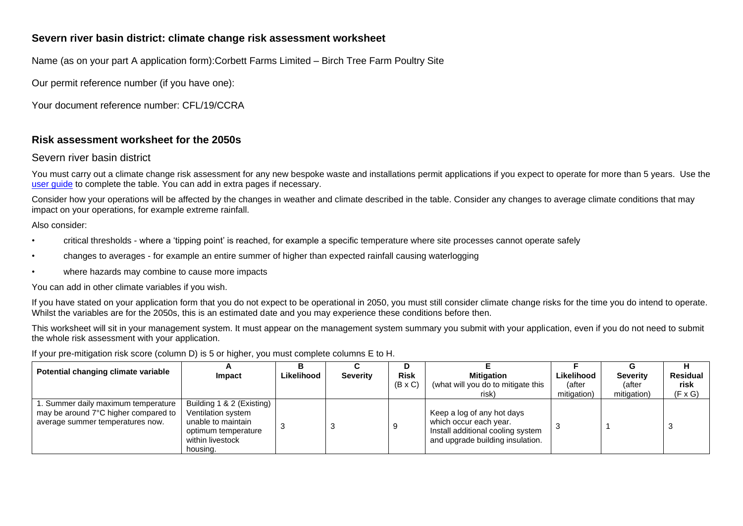## Severn river basin district: climate change risk assessment worksheet

Name (as on your part A application form):Corbett Farms Limited – Birch Tree Farm Poultry Site

Our permit reference number (if you have one):

Your document reference number: CFL/19/CCRA

## Risk assessment worksheet for the 2050s

### Severn river basin district

You must carry out a climate change risk assessment for any new bespoke waste and installations permit applications if you expect to operate for more than 5 years. Use the user guide to complete the table. You can add in extra pages if necessary.

Consider how your operations will be affected by the changes in weather and climate described in the table. Consider any changes to average climate conditions that may impact on your operations, for example extreme rainfall.

Also consider:

- critical thresholds - where a 'tipping point' is reached, for example a specific temperature where site processes cannot operate safely
- changes to averages - for example an entire summer of higher than expected rainfall causing waterlogging
- where hazards may combine to cause more impacts

You can add in other climate variables if you wish.

If you have stated on your application form that you do not expect to be operational in 2050, you must still consider climate change risks for the time you do intend to operate. Whilst the variables are for the 2050s, this is an estimated date and you may experience these conditions before then.

This worksheet will sit in your management system. It must appear on the management system summary you submit with your application, even if you do not need to submit the whole risk assessment with your application.

If your pre-mitigation risk score (column D) is 5 or higher, you must complete columns E to H.

| Potential changing climate variable | A Impact | B Likelihood | C Severity | D Risk (B x C) | E Mitigation (what will you do to mitigate this risk) | F Likelihood (after mitigation) | G Severity (after mitigation) | H Residual risk (F x G) |
|---|---|---|---|---|---|---|---|---|
| 1. Summer daily maximum temperature may be around 7°C higher compared to average summer temperatures now. | Building 1 & 2 (Existing) Ventilation system unable to maintain optimum temperature within livestock housing. | 3 | 3 | 9 | Keep a log of any hot days which occur each year. Install additional cooling system and upgrade building insulation. | 3 | 1 | 3 |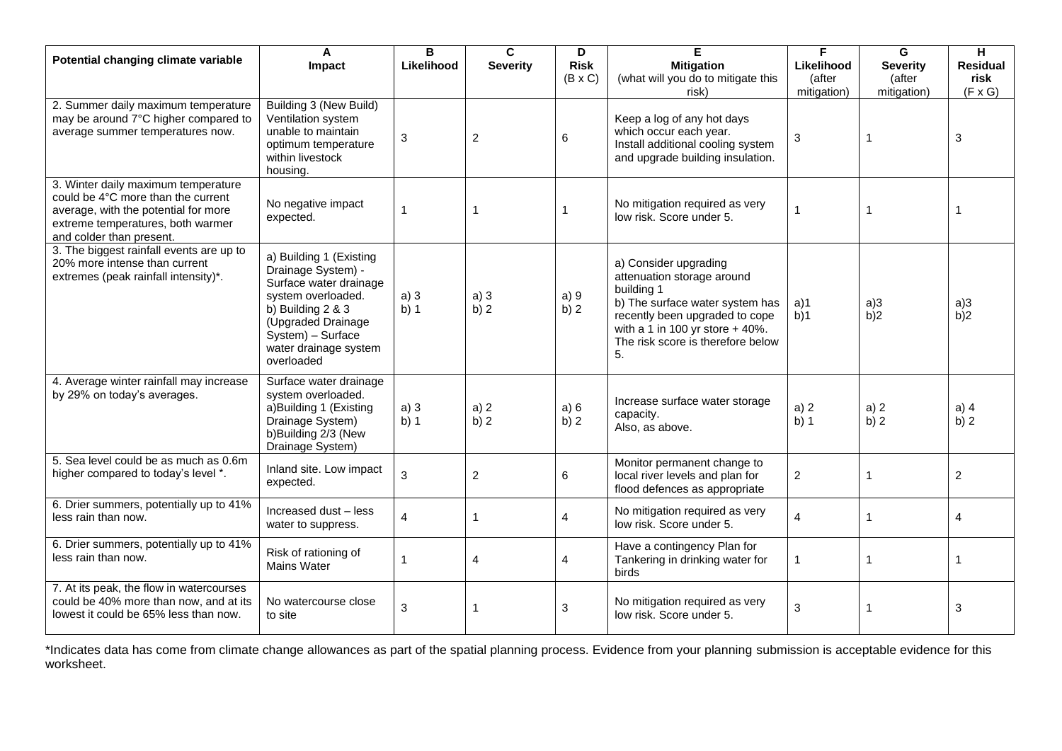| Potential changing climate variable | A<br>Impact | B<br>Likelihood | C<br>Severity | D<br>Risk<br>(B x C) | E<br>Mitigation<br>(what will you do to mitigate this risk) | F<br>Likelihood<br>(after mitigation) | G<br>Severity<br>(after mitigation) | H<br>Residual risk<br>(F x G) |
|---|---|---|---|---|---|---|---|---|
| 2. Summer daily maximum temperature may be around 7°C higher compared to average summer temperatures now. | Building 3 (New Build) Ventilation system unable to maintain optimum temperature within livestock housing. | 3 | 2 | 6 | Keep a log of any hot days which occur each year.<br>Install additional cooling system and upgrade building insulation. | 3 | 1 | 3 |
| 3. Winter daily maximum temperature could be 4°C more than the current average, with the potential for more extreme temperatures, both warmer and colder than present. | No negative impact expected. | 1 | 1 | 1 | No mitigation required as very low risk. Score under 5. | 1 | 1 | 1 |
| 3. The biggest rainfall events are up to 20% more intense than current extremes (peak rainfall intensity)*. | a) Building 1 (Existing Drainage System) - Surface water drainage system overloaded.<br>b) Building 2 & 3 (Upgraded Drainage System) – Surface water drainage system overloaded | a) 3<br>b) 1 | a) 3<br>b) 2 | a) 9<br>b) 2 | a) Consider upgrading attenuation storage around building 1<br>b) The surface water system has recently been upgraded to cope with a 1 in 100 yr store + 40%. The risk score is therefore below 5. | a)1<br>b)1 | a)3<br>b)2 | a)3<br>b)2 |
| 4. Average winter rainfall may increase by 29% on today's averages. | Surface water drainage system overloaded.<br>a)Building 1 (Existing Drainage System)<br>b)Building 2/3 (New Drainage System) | a) 3<br>b) 1 | a) 2<br>b) 2 | a) 6<br>b) 2 | Increase surface water storage capacity.<br>Also, as above. | a) 2<br>b) 1 | a) 2<br>b) 2 | a) 4<br>b) 2 |
| 5. Sea level could be as much as 0.6m higher compared to today's level *. | Inland site. Low impact expected. | 3 | 2 | 6 | Monitor permanent change to local river levels and plan for flood defences as appropriate | 2 | 1 | 2 |
| 6. Drier summers, potentially up to 41% less rain than now. | Increased dust – less water to suppress. | 4 | 1 | 4 | No mitigation required as very low risk. Score under 5. | 4 | 1 | 4 |
| 6. Drier summers, potentially up to 41% less rain than now. | Risk of rationing of Mains Water | 1 | 4 | 4 | Have a contingency Plan for Tankering in drinking water for birds | 1 | 1 | 1 |
| 7. At its peak, the flow in watercourses could be 40% more than now, and at its lowest it could be 65% less than now. | No watercourse close to site | 3 | 1 | 3 | No mitigation required as very low risk. Score under 5. | 3 | 1 | 3 |

*Indicates data has come from climate change allowances as part of the spatial planning process. Evidence from your planning submission is acceptable evidence for this worksheet.